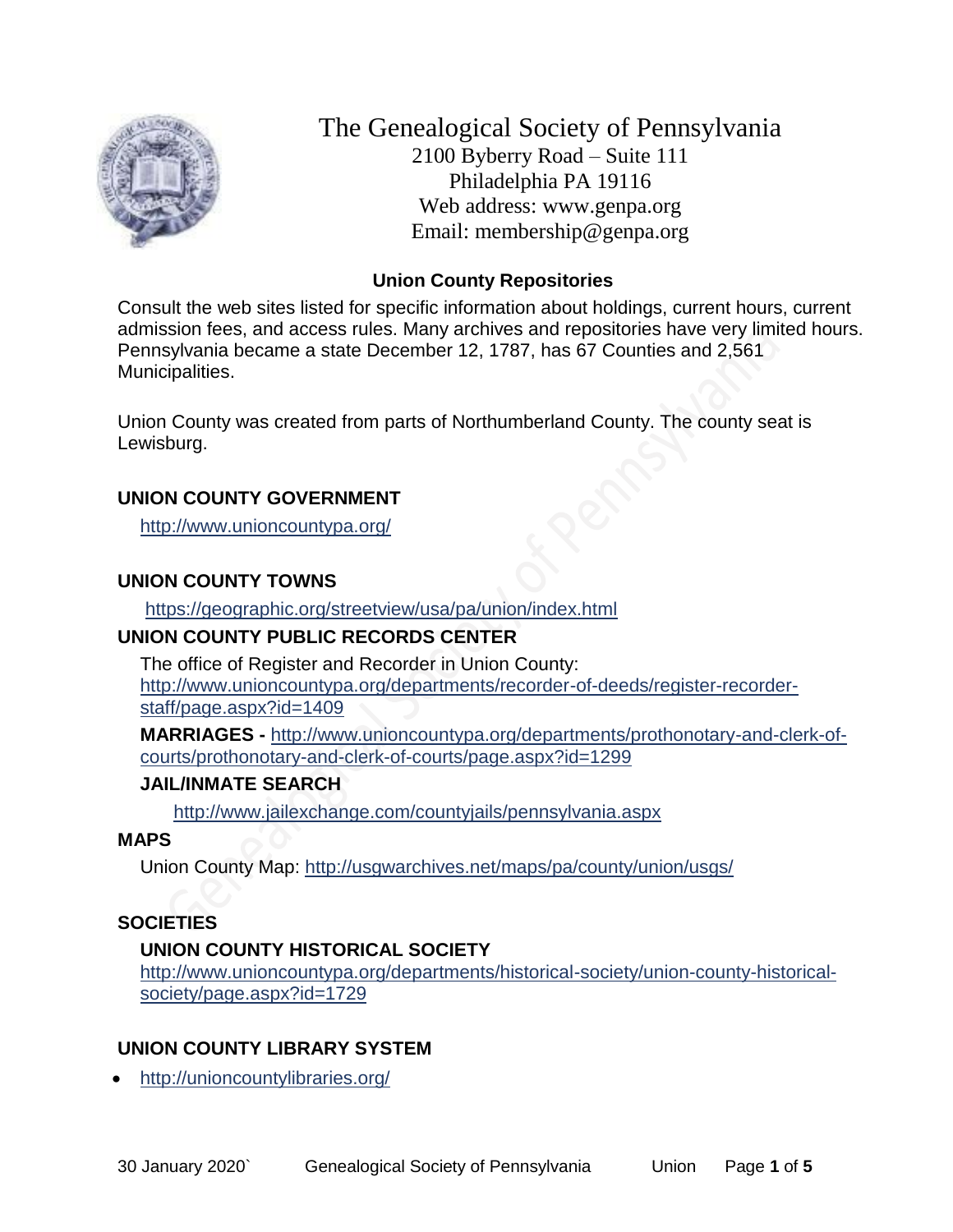# The Genealogical Society of Pennsylvania

2100 Byberry Road – Suite 111
Philadelphia PA 19116
Web address: www.genpa.org
Email: membership@genpa.org

## Union County Repositories

Consult the web sites listed for specific information about holdings, current hours, current admission fees, and access rules. Many archives and repositories have very limited hours. Pennsylvania became a state December 12, 1787, has 67 Counties and 2,561 Municipalities.

Union County was created from parts of Northumberland County. The county seat is Lewisburg.

### UNION COUNTY GOVERNMENT

http://www.unioncountypa.org/

### UNION COUNTY TOWNS

https://geographic.org/streetview/usa/pa/union/index.html

### UNION COUNTY PUBLIC RECORDS CENTER

The office of Register and Recorder in Union County:
http://www.unioncountypa.org/departments/recorder-of-deeds/register-recorder-staff/page.aspx?id=1409

**MARRIAGES -** http://www.unioncountypa.org/departments/prothonotary-and-clerk-of-courts/prothonotary-and-clerk-of-courts/page.aspx?id=1299

#### JAIL/INMATE SEARCH

http://www.jailexchange.com/countyjails/pennsylvania.aspx

### MAPS

Union County Map: http://usgwarchives.net/maps/pa/county/union/usgs/

### SOCIETIES

#### UNION COUNTY HISTORICAL SOCIETY

http://www.unioncountypa.org/departments/historical-society/union-county-historical-society/page.aspx?id=1729

### UNION COUNTY LIBRARY SYSTEM

- http://unioncountylibraries.org/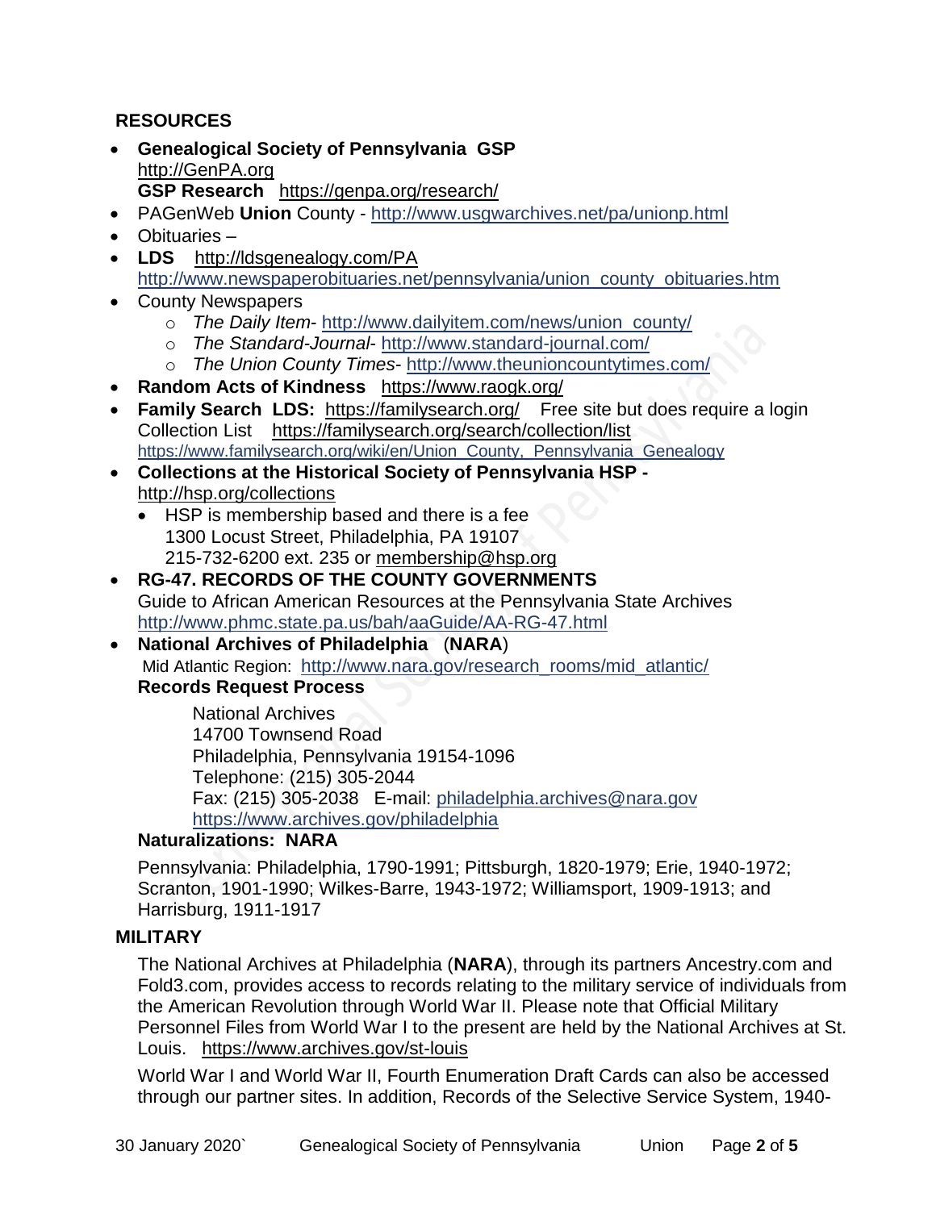## RESOURCES

- **Genealogical Society of Pennsylvania GSP** http://GenPA.org
  **GSP Research** https://genpa.org/research/
- PAGenWeb **Union** County - http://www.usgwarchives.net/pa/unionp.html
- Obituaries –
- **LDS** http://ldsgenealogy.com/PA
  http://www.newspaperobituaries.net/pennsylvania/union_county_obituaries.htm
- County Newspapers
  - *The Daily Item*- http://www.dailyitem.com/news/union_county/
  - *The Standard-Journal*- http://www.standard-journal.com/
  - *The Union County Times*- http://www.theunioncountytimes.com/
- **Random Acts of Kindness** https://www.raogk.org/
- **Family Search LDS:** https://familysearch.org/ Free site but does require a login
  Collection List https://familysearch.org/search/collection/list
  https://www.familysearch.org/wiki/en/Union_County,_Pennsylvania_Genealogy
- **Collections at the Historical Society of Pennsylvania HSP -** http://hsp.org/collections
  - HSP is membership based and there is a fee
    1300 Locust Street, Philadelphia, PA 19107
    215-732-6200 ext. 235 or membership@hsp.org
- **RG-47. RECORDS OF THE COUNTY GOVERNMENTS**
  Guide to African American Resources at the Pennsylvania State Archives
  http://www.phmc.state.pa.us/bah/aaGuide/AA-RG-47.html
- **National Archives of Philadelphia** (**NARA**)
  Mid Atlantic Region: http://www.nara.gov/research_rooms/mid_atlantic/
  **Records Request Process**

  National Archives
  14700 Townsend Road
  Philadelphia, Pennsylvania 19154-1096
  Telephone: (215) 305-2044
  Fax: (215) 305-2038 E-mail: philadelphia.archives@nara.gov
  https://www.archives.gov/philadelphia

  **Naturalizations: NARA**

  Pennsylvania: Philadelphia, 1790-1991; Pittsburgh, 1820-1979; Erie, 1940-1972; Scranton, 1901-1990; Wilkes-Barre, 1943-1972; Williamsport, 1909-1913; and Harrisburg, 1911-1917

## MILITARY

The National Archives at Philadelphia (**NARA**), through its partners Ancestry.com and Fold3.com, provides access to records relating to the military service of individuals from the American Revolution through World War II. Please note that Official Military Personnel Files from World War I to the present are held by the National Archives at St. Louis. https://www.archives.gov/st-louis

World War I and World War II, Fourth Enumeration Draft Cards can also be accessed through our partner sites. In addition, Records of the Selective Service System, 1940-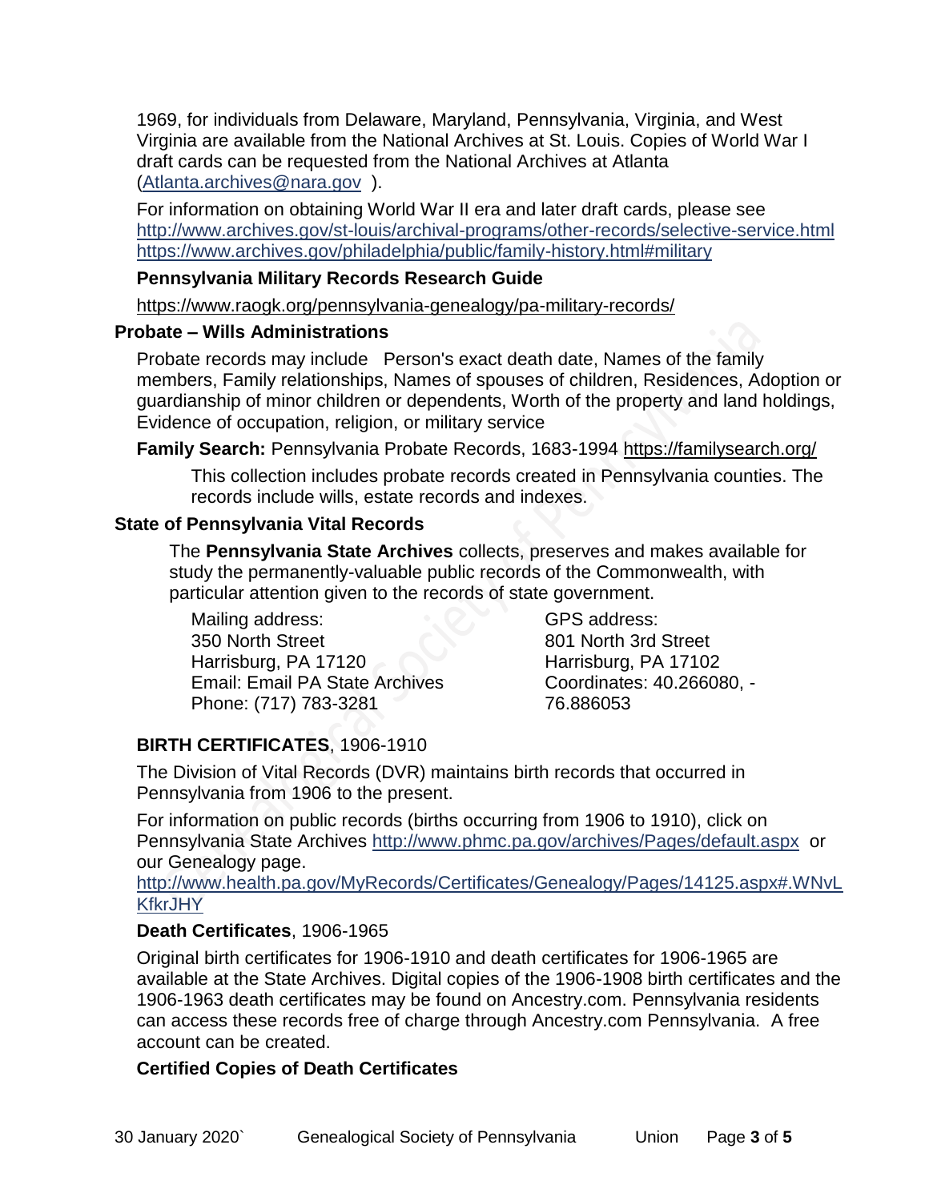1969, for individuals from Delaware, Maryland, Pennsylvania, Virginia, and West Virginia are available from the National Archives at St. Louis. Copies of World War I draft cards can be requested from the National Archives at Atlanta (Atlanta.archives@nara.gov ).

For information on obtaining World War II era and later draft cards, please see
http://www.archives.gov/st-louis/archival-programs/other-records/selective-service.html
https://www.archives.gov/philadelphia/public/family-history.html#military

**Pennsylvania Military Records Research Guide**

https://www.raogk.org/pennsylvania-genealogy/pa-military-records/

### Probate – Wills Administrations

Probate records may include Person's exact death date, Names of the family members, Family relationships, Names of spouses of children, Residences, Adoption or guardianship of minor children or dependents, Worth of the property and land holdings, Evidence of occupation, religion, or military service

**Family Search:** Pennsylvania Probate Records, 1683-1994 https://familysearch.org/

This collection includes probate records created in Pennsylvania counties. The records include wills, estate records and indexes.

### State of Pennsylvania Vital Records

The **Pennsylvania State Archives** collects, preserves and makes available for study the permanently-valuable public records of the Commonwealth, with particular attention given to the records of state government.

Mailing address:
350 North Street
Harrisburg, PA 17120
Email: Email PA State Archives
Phone: (717) 783-3281

GPS address:
801 North 3rd Street
Harrisburg, PA 17102
Coordinates: 40.266080, -76.886053

**BIRTH CERTIFICATES**, 1906-1910

The Division of Vital Records (DVR) maintains birth records that occurred in Pennsylvania from 1906 to the present.

For information on public records (births occurring from 1906 to 1910), click on Pennsylvania State Archives http://www.phmc.pa.gov/archives/Pages/default.aspx or our Genealogy page.
http://www.health.pa.gov/MyRecords/Certificates/Genealogy/Pages/14125.aspx#.WNvLKfkrJHY

**Death Certificates**, 1906-1965

Original birth certificates for 1906-1910 and death certificates for 1906-1965 are available at the State Archives. Digital copies of the 1906-1908 birth certificates and the 1906-1963 death certificates may be found on Ancestry.com. Pennsylvania residents can access these records free of charge through Ancestry.com Pennsylvania. A free account can be created.

**Certified Copies of Death Certificates**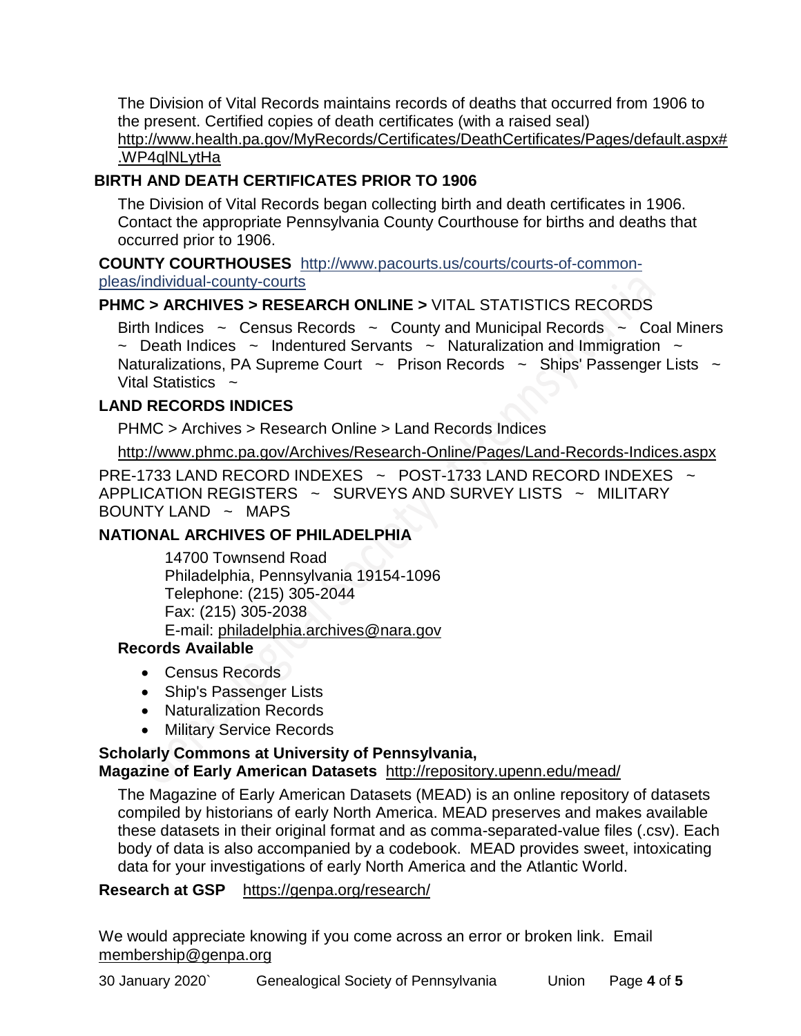The Division of Vital Records maintains records of deaths that occurred from 1906 to the present. Certified copies of death certificates (with a raised seal) http://www.health.pa.gov/MyRecords/Certificates/DeathCertificates/Pages/default.aspx#.WP4qlNLytHa

**BIRTH AND DEATH CERTIFICATES PRIOR TO 1906**

The Division of Vital Records began collecting birth and death certificates in 1906. Contact the appropriate Pennsylvania County Courthouse for births and deaths that occurred prior to 1906.

**COUNTY COURTHOUSES** http://www.pacourts.us/courts/courts-of-common-pleas/individual-county-courts

**PHMC > ARCHIVES > RESEARCH ONLINE >** VITAL STATISTICS RECORDS

Birth Indices ~ Census Records ~ County and Municipal Records ~ Coal Miners ~ Death Indices ~ Indentured Servants ~ Naturalization and Immigration ~ Naturalizations, PA Supreme Court ~ Prison Records ~ Ships' Passenger Lists ~ Vital Statistics ~

**LAND RECORDS INDICES**

PHMC > Archives > Research Online > Land Records Indices

http://www.phmc.pa.gov/Archives/Research-Online/Pages/Land-Records-Indices.aspx

PRE-1733 LAND RECORD INDEXES ~ POST-1733 LAND RECORD INDEXES ~ APPLICATION REGISTERS ~ SURVEYS AND SURVEY LISTS ~ MILITARY BOUNTY LAND ~ MAPS

**NATIONAL ARCHIVES OF PHILADELPHIA**

14700 Townsend Road
Philadelphia, Pennsylvania 19154-1096
Telephone: (215) 305-2044
Fax: (215) 305-2038
E-mail: philadelphia.archives@nara.gov

**Records Available**

- Census Records
- Ship's Passenger Lists
- Naturalization Records
- Military Service Records

**Scholarly Commons at University of Pennsylvania,**
**Magazine of Early American Datasets** http://repository.upenn.edu/mead/

The Magazine of Early American Datasets (MEAD) is an online repository of datasets compiled by historians of early North America. MEAD preserves and makes available these datasets in their original format and as comma-separated-value files (.csv). Each body of data is also accompanied by a codebook. MEAD provides sweet, intoxicating data for your investigations of early North America and the Atlantic World.

**Research at GSP** https://genpa.org/research/

We would appreciate knowing if you come across an error or broken link. Email membership@genpa.org